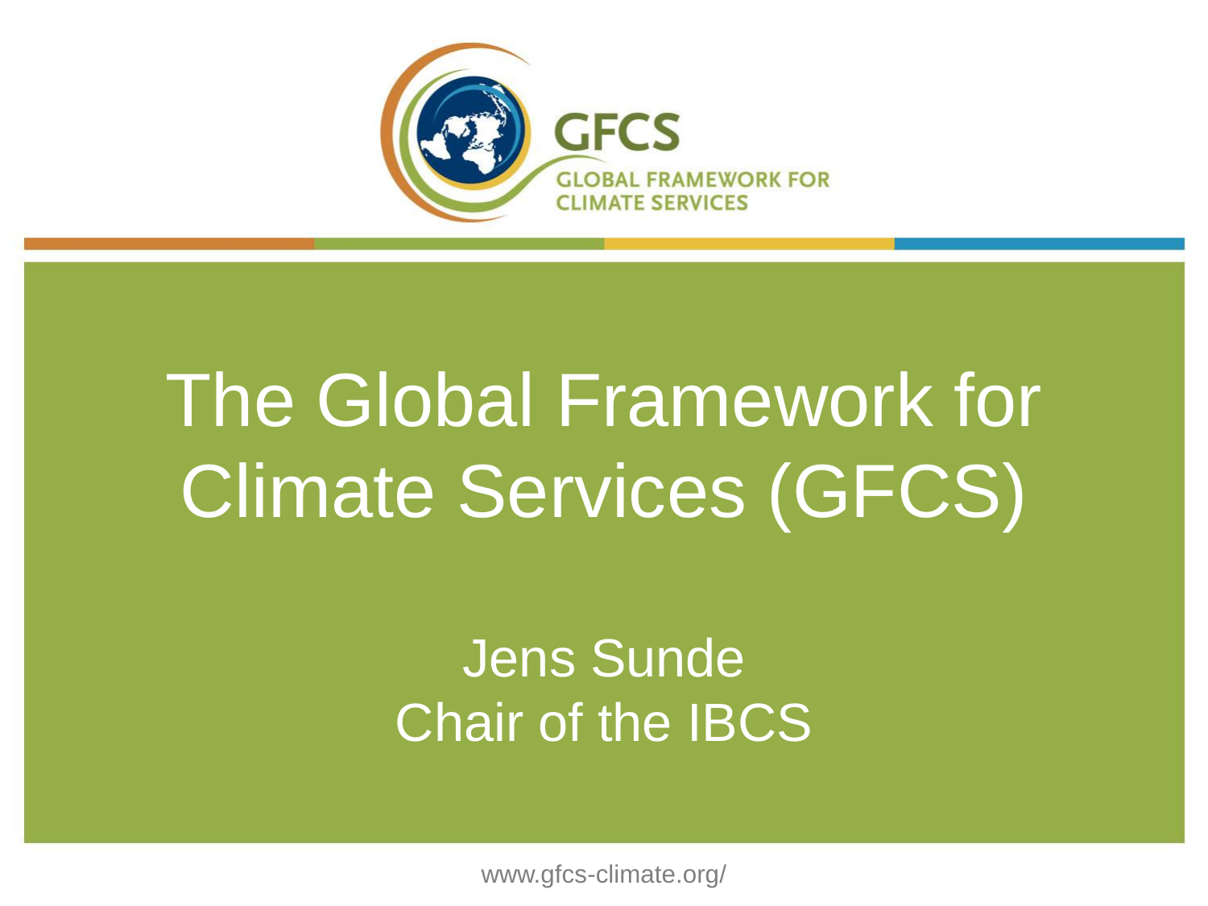GFCS

GLOBAL FRAMEWORK FOR CLIMATE SERVICES

# The Global Framework for Climate Services (GFCS)

Jens Sunde
Chair of the IBCS

www.gfcs-climate.org/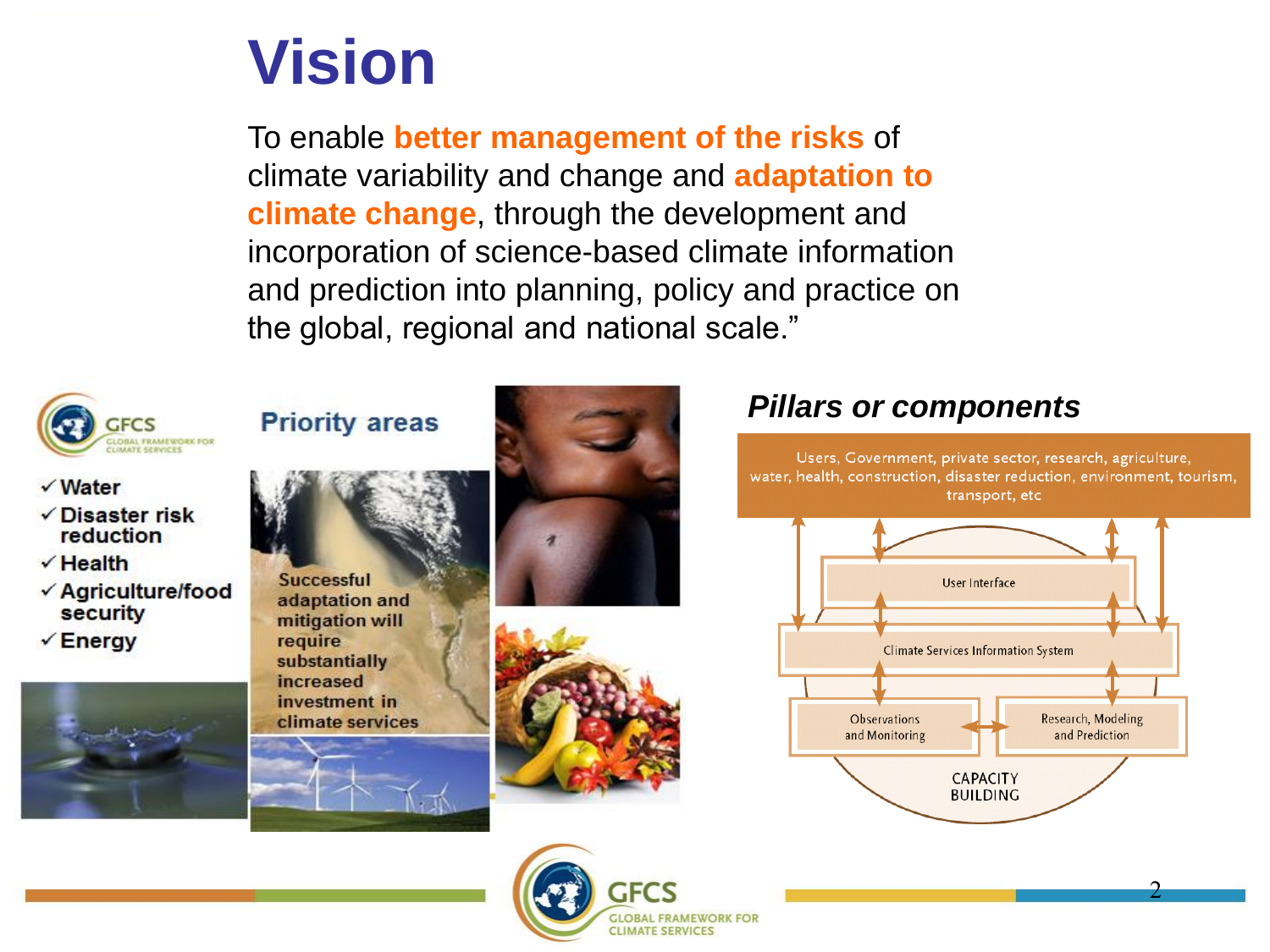# Vision

To enable **better management of the risks** of climate variability and change and **adaptation to climate change**, through the development and incorporation of science-based climate information and prediction into planning, policy and practice on the global, regional and national scale."

GFCS GLOBAL FRAMEWORK FOR CLIMATE SERVICES

## Priority areas

- ✓ Water
- ✓ Disaster risk reduction
- ✓ Health
- ✓ Agriculture/food security
- ✓ Energy

Successful adaptation and mitigation will require substantially increased investment in climate services

## *Pillars or components*

Users, Government, private sector, research, agriculture, water, health, construction, disaster reduction, environment, tourism, transport, etc

- User Interface
- Climate Services Information System
- Observations and Monitoring
- Research, Modeling and Prediction
- CAPACITY BUILDING

GFCS GLOBAL FRAMEWORK FOR CLIMATE SERVICES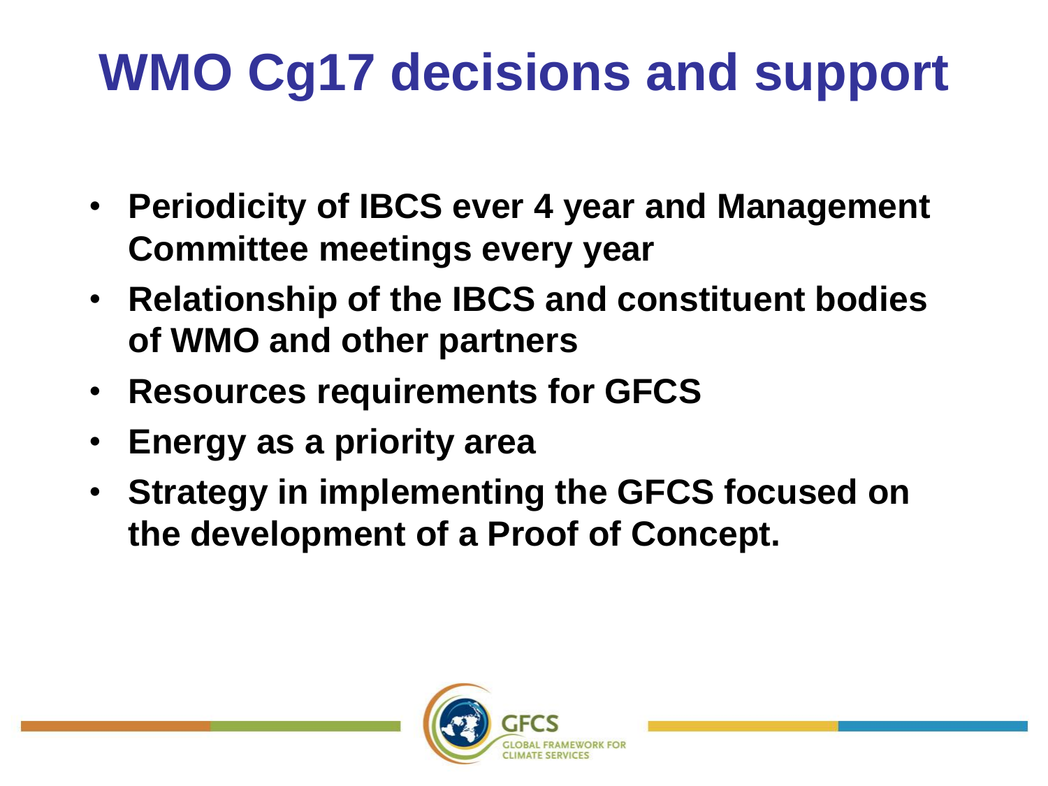# WMO Cg17 decisions and support

- **Periodicity of IBCS ever 4 year and Management Committee meetings every year**
- **Relationship of the IBCS and constituent bodies of WMO and other partners**
- **Resources requirements for GFCS**
- **Energy as a priority area**
- **Strategy in implementing the GFCS focused on the development of a Proof of Concept.**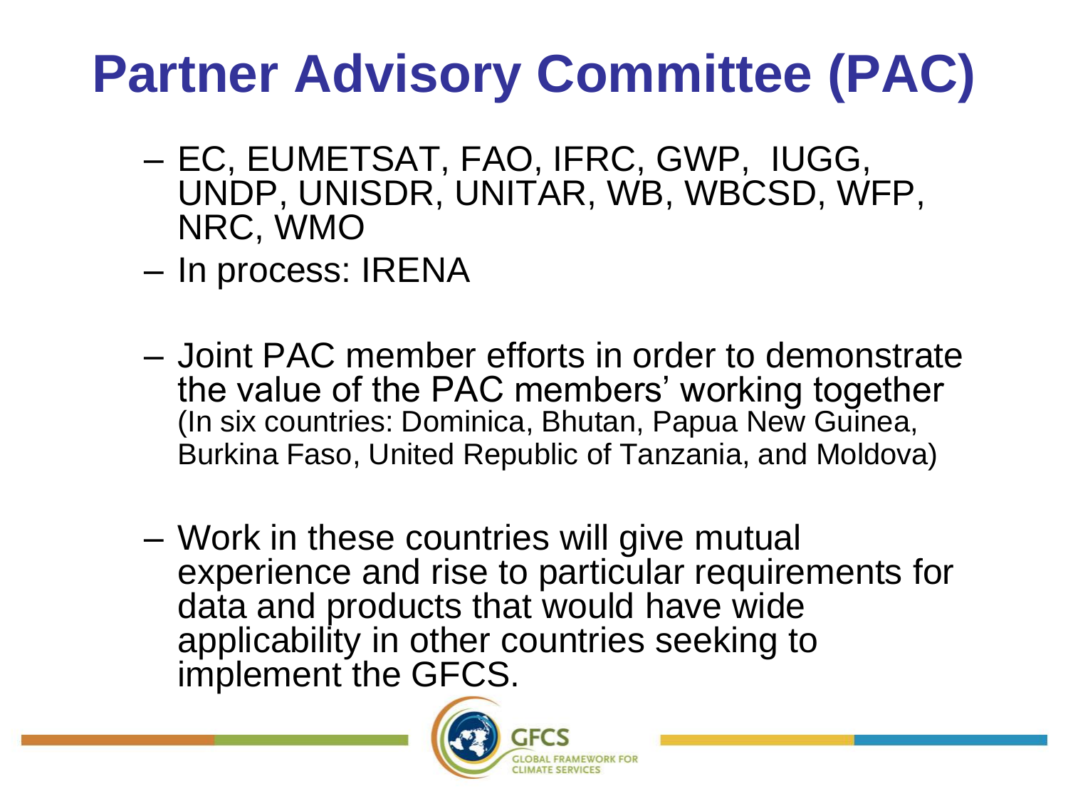# Partner Advisory Committee (PAC)

- EC, EUMETSAT, FAO, IFRC, GWP, IUGG, UNDP, UNISDR, UNITAR, WB, WBCSD, WFP, NRC, WMO
- In process: IRENA
- Joint PAC member efforts in order to demonstrate the value of the PAC members' working together (In six countries: Dominica, Bhutan, Papua New Guinea, Burkina Faso, United Republic of Tanzania, and Moldova)
- Work in these countries will give mutual experience and rise to particular requirements for data and products that would have wide applicability in other countries seeking to implement the GFCS.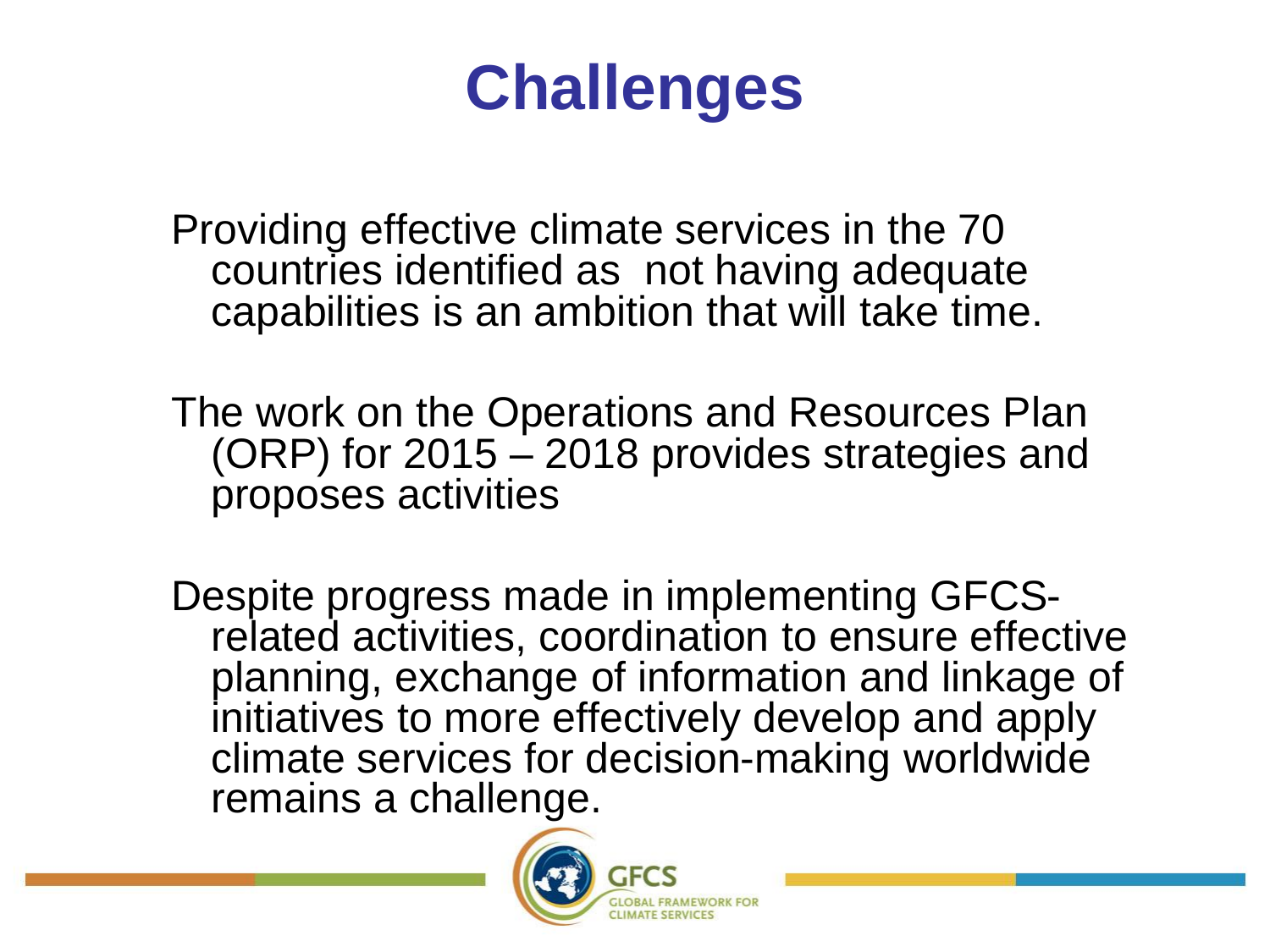# Challenges

Providing effective climate services in the 70 countries identified as not having adequate capabilities is an ambition that will take time.

The work on the Operations and Resources Plan (ORP) for 2015 – 2018 provides strategies and proposes activities

Despite progress made in implementing GFCS-related activities, coordination to ensure effective planning, exchange of information and linkage of initiatives to more effectively develop and apply climate services for decision-making worldwide remains a challenge.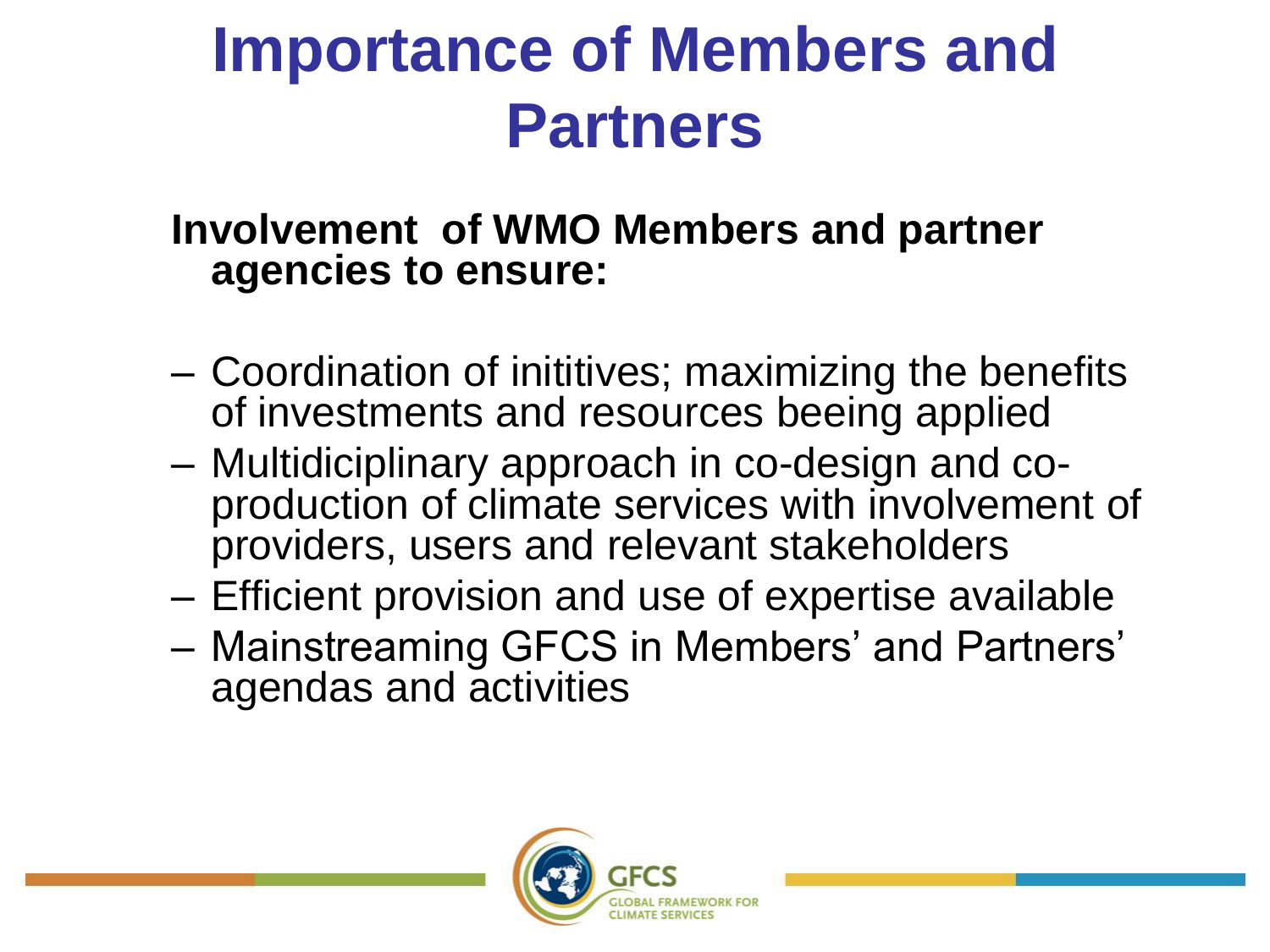# Importance of Members and Partners

**Involvement of WMO Members and partner agencies to ensure:**

- Coordination of inititives; maximizing the benefits of investments and resources beeing applied
- Multidiciplinary approach in co-design and co-production of climate services with involvement of providers, users and relevant stakeholders
- Efficient provision and use of expertise available
- Mainstreaming GFCS in Members' and Partners' agendas and activities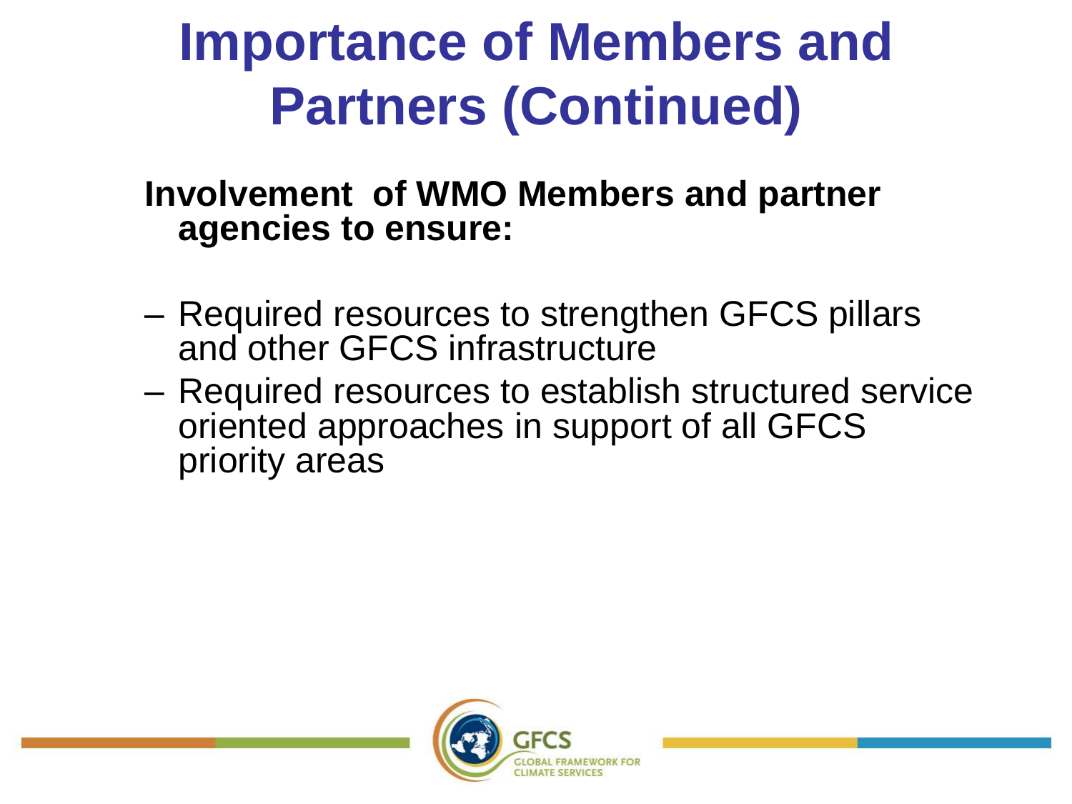# Importance of Members and Partners (Continued)

**Involvement of WMO Members and partner agencies to ensure:**

- Required resources to strengthen GFCS pillars and other GFCS infrastructure
- Required resources to establish structured service oriented approaches in support of all GFCS priority areas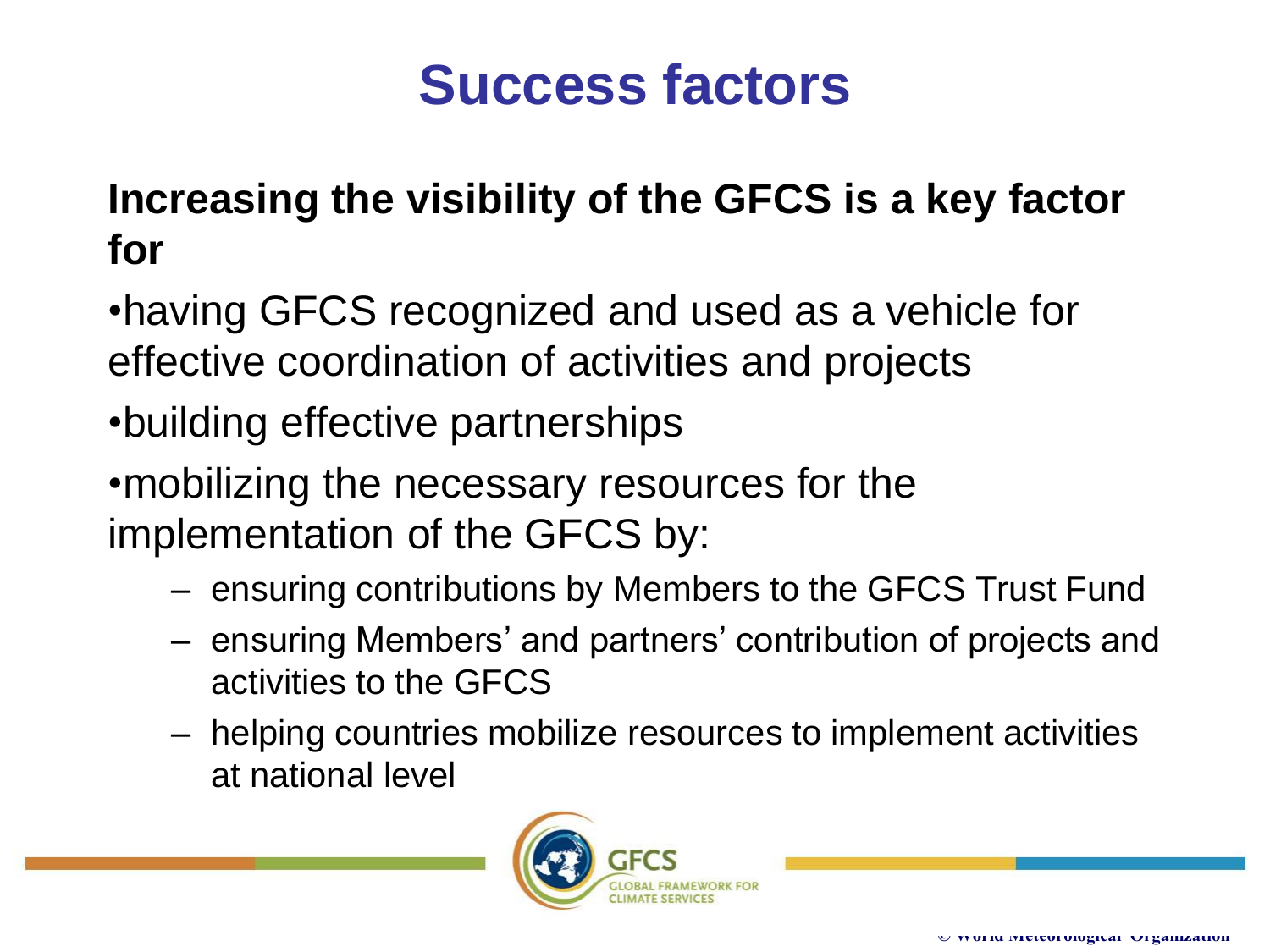# Success factors

**Increasing the visibility of the GFCS is a key factor for**

- having GFCS recognized and used as a vehicle for effective coordination of activities and projects
- building effective partnerships
- mobilizing the necessary resources for the implementation of the GFCS by:
  - ensuring contributions by Members to the GFCS Trust Fund
  - ensuring Members' and partners' contribution of projects and activities to the GFCS
  - helping countries mobilize resources to implement activities at national level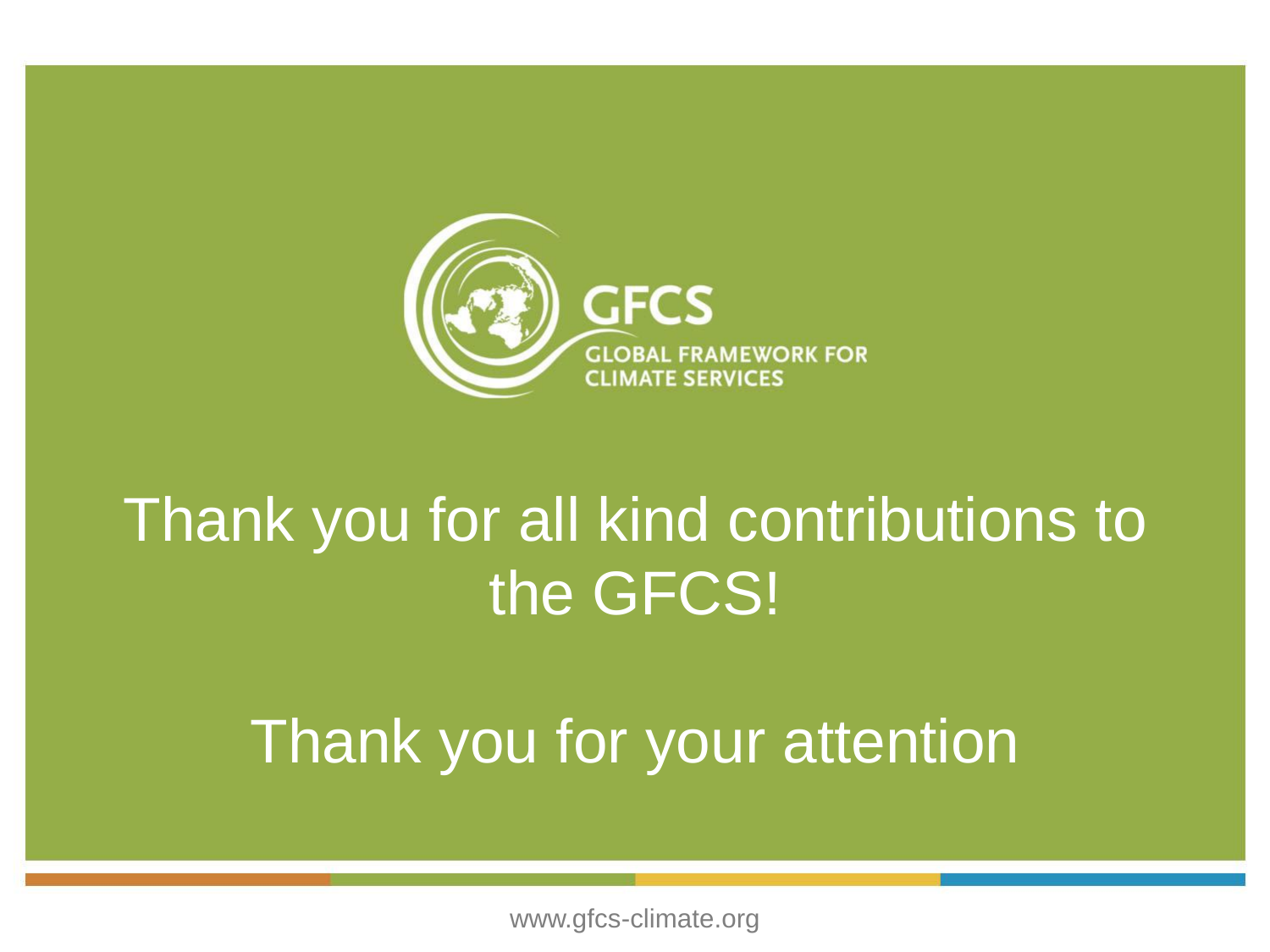GFCS
GLOBAL FRAMEWORK FOR
CLIMATE SERVICES

Thank you for all kind contributions to the GFCS!

Thank you for your attention

www.gfcs-climate.org